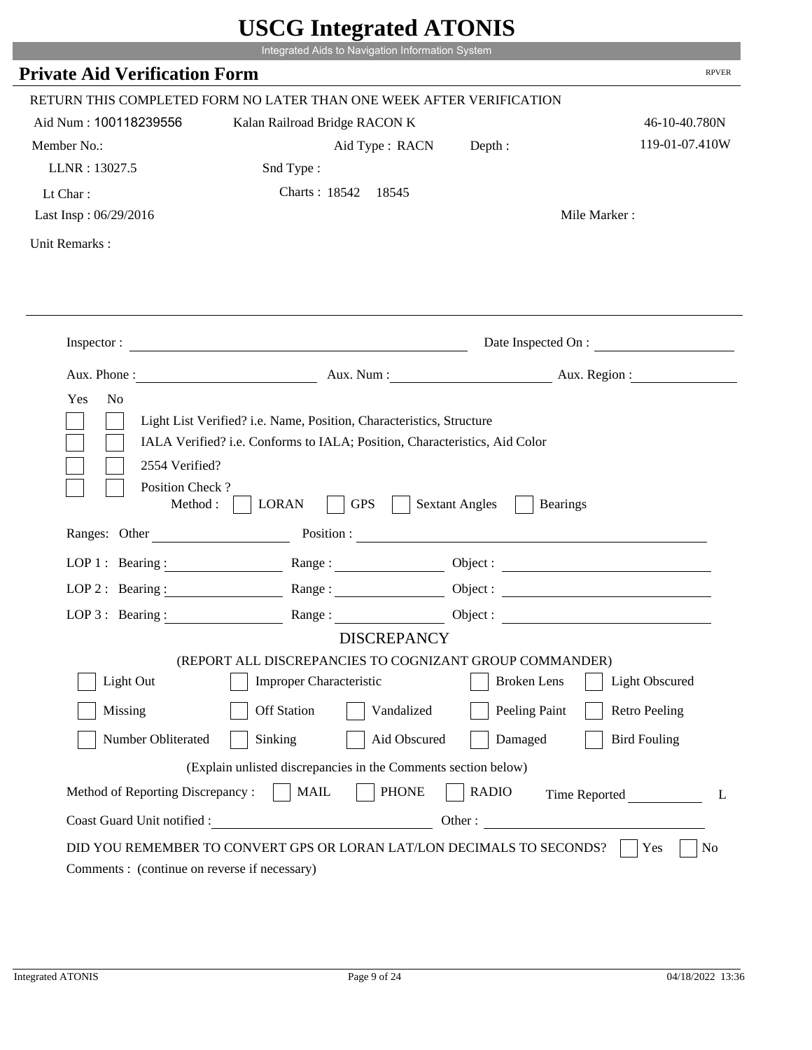# USCG Integrated ATONIS

Integrated Aids to Navigation Information System

## Private Aid Verification Form

RPVER

RETURN THIS COMPLETED FORM NO LATER THAN ONE WEEK AFTER VERIFICATION

Aid Num : 100118239556 &nbsp;&nbsp;&nbsp; Kalan Railroad Bridge RACON K &nbsp;&nbsp;&nbsp; 46-10-40.780N

Member No.: &nbsp;&nbsp;&nbsp; Aid Type : RACN &nbsp;&nbsp;&nbsp; Depth : &nbsp;&nbsp;&nbsp; 119-01-07.410W

LLNR : 13027.5 &nbsp;&nbsp;&nbsp; Snd Type :

Lt Char : &nbsp;&nbsp;&nbsp; Charts : 18542 &nbsp; 18545

Last Insp : 06/29/2016 &nbsp;&nbsp;&nbsp; Mile Marker :

Unit Remarks :

---

Inspector : ____________________ Date Inspected On : ____________________

Aux. Phone : ____________________ Aux. Num : ____________________ Aux. Region : ____________________

Yes No

- [ ] [ ] Light List Verified? i.e. Name, Position, Characteristics, Structure
- [ ] [ ] IALA Verified? i.e. Conforms to IALA; Position, Characteristics, Aid Color
- [ ] [ ] 2554 Verified?
- [ ] [ ] Position Check ?

Method : [ ] LORAN [ ] GPS [ ] Sextant Angles [ ] Bearings

Ranges: Other ____________ Position : ____________________

LOP 1 : Bearing : ____________ Range : ____________ Object : ____________

LOP 2 : Bearing : ____________ Range : ____________ Object : ____________

LOP 3 : Bearing : ____________ Range : ____________ Object : ____________

### DISCREPANCY

(REPORT ALL DISCREPANCIES TO COGNIZANT GROUP COMMANDER)

- [ ] Light Out
- [ ] Improper Characteristic
- [ ] Broken Lens
- [ ] Light Obscured
- [ ] Missing
- [ ] Off Station
- [ ] Vandalized
- [ ] Peeling Paint
- [ ] Retro Peeling
- [ ] Number Obliterated
- [ ] Sinking
- [ ] Aid Obscured
- [ ] Damaged
- [ ] Bird Fouling

(Explain unlisted discrepancies in the Comments section below)

Method of Reporting Discrepancy : [ ] MAIL [ ] PHONE [ ] RADIO &nbsp;&nbsp; Time Reported ____________ L

Coast Guard Unit notified : ____________________ Other : ____________________

DID YOU REMEMBER TO CONVERT GPS OR LORAN LAT/LON DECIMALS TO SECONDS? [ ] Yes [ ] No

Comments : (continue on reverse if necessary)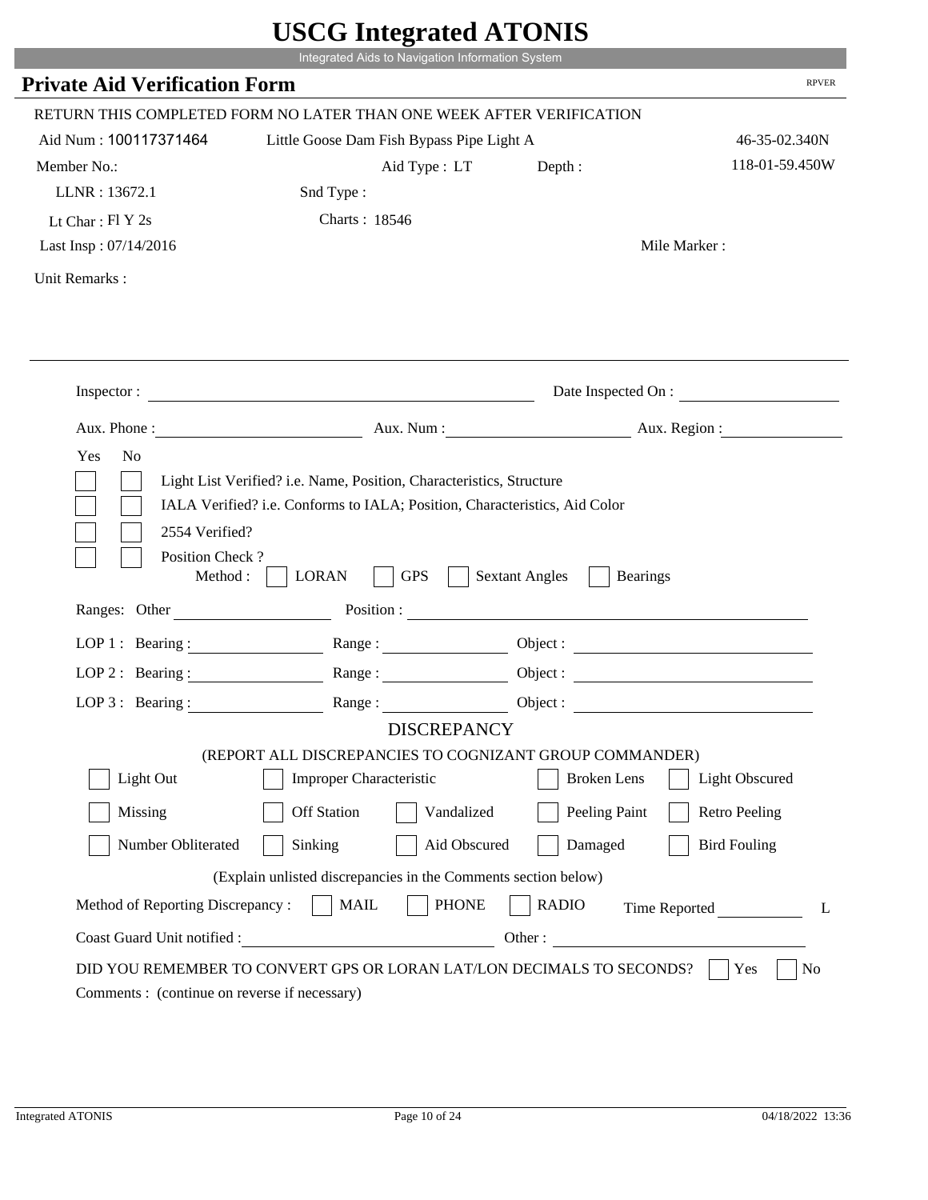# USCG Integrated ATONIS

Integrated Aids to Navigation Information System

## Private Aid Verification Form

RPVER

RETURN THIS COMPLETED FORM NO LATER THAN ONE WEEK AFTER VERIFICATION

Aid Num : 100117371464 Little Goose Dam Fish Bypass Pipe Light A 46-35-02.340N

Member No.: Aid Type : LT Depth : 118-01-59.450W

LLNR : 13672.1 Snd Type :

Lt Char : Fl Y 2s Charts : 18546

Last Insp : 07/14/2016 Mile Marker :

Unit Remarks :

Inspector : Date Inspected On :

Aux. Phone : Aux. Num : Aux. Region :

Yes No

- [ ] [ ] Light List Verified? i.e. Name, Position, Characteristics, Structure
- [ ] [ ] IALA Verified? i.e. Conforms to IALA; Position, Characteristics, Aid Color
- [ ] [ ] 2554 Verified?
- [ ] [ ] Position Check ?

Method : [ ] LORAN [ ] GPS [ ] Sextant Angles [ ] Bearings

Ranges: Other Position :

LOP 1 : Bearing : Range : Object :

LOP 2 : Bearing : Range : Object :

LOP 3 : Bearing : Range : Object :

### DISCREPANCY

(REPORT ALL DISCREPANCIES TO COGNIZANT GROUP COMMANDER)

- [ ] Light Out
- [ ] Improper Characteristic
- [ ] Broken Lens
- [ ] Light Obscured
- [ ] Missing
- [ ] Off Station
- [ ] Vandalized
- [ ] Peeling Paint
- [ ] Retro Peeling
- [ ] Number Obliterated
- [ ] Sinking
- [ ] Aid Obscured
- [ ] Damaged
- [ ] Bird Fouling

(Explain unlisted discrepancies in the Comments section below)

Method of Reporting Discrepancy : [ ] MAIL [ ] PHONE [ ] RADIO Time Reported L

Coast Guard Unit notified : Other :

DID YOU REMEMBER TO CONVERT GPS OR LORAN LAT/LON DECIMALS TO SECONDS? [ ] Yes [ ] No

Comments : (continue on reverse if necessary)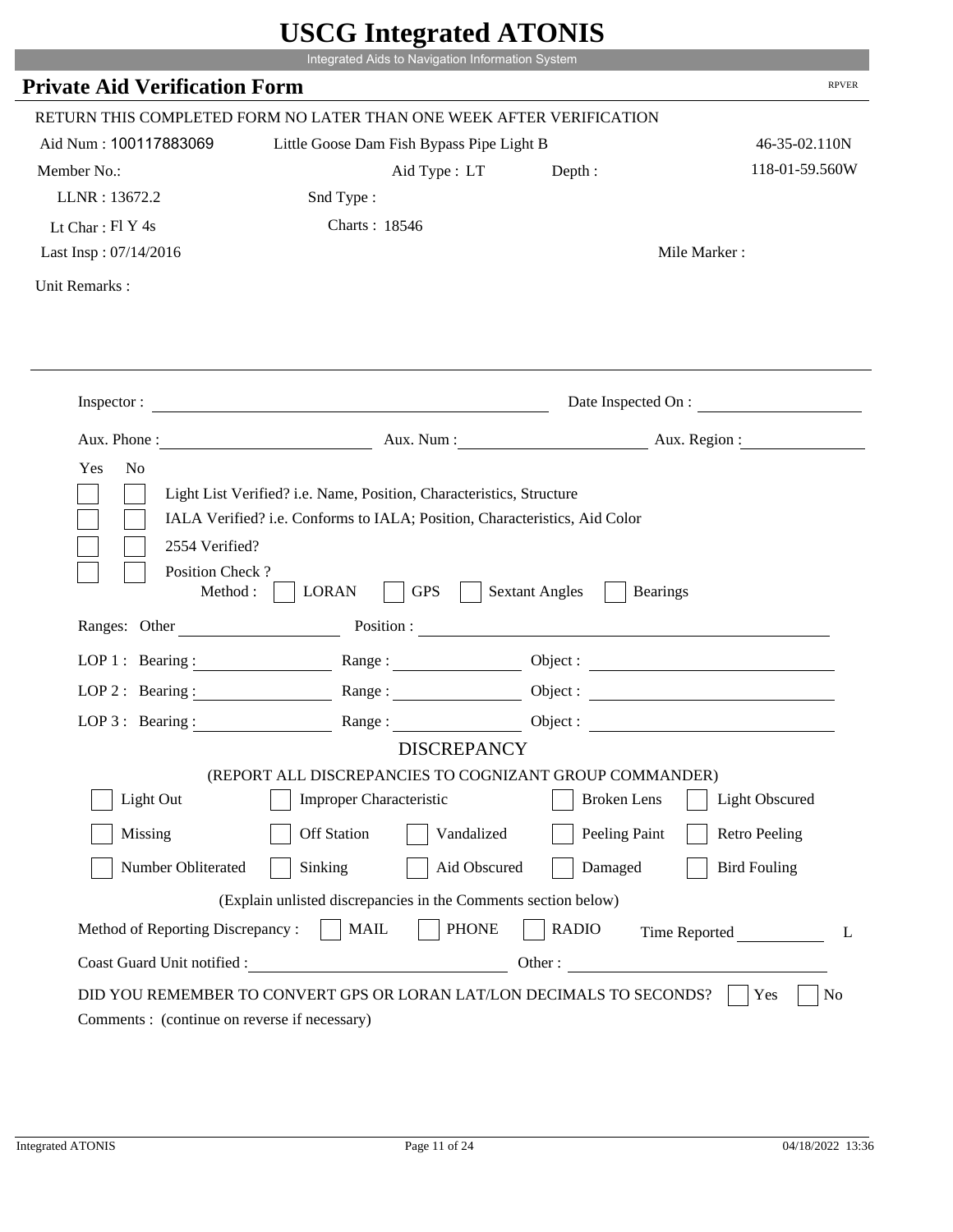# USCG Integrated ATONIS

Integrated Aids to Navigation Information System

## Private Aid Verification Form

RPVER

RETURN THIS COMPLETED FORM NO LATER THAN ONE WEEK AFTER VERIFICATION

Aid Num : 100117883069 &nbsp;&nbsp;&nbsp; Little Goose Dam Fish Bypass Pipe Light B &nbsp;&nbsp;&nbsp; 46-35-02.110N

Member No.: &nbsp;&nbsp;&nbsp; Aid Type : LT &nbsp;&nbsp;&nbsp; Depth : &nbsp;&nbsp;&nbsp; 118-01-59.560W

LLNR : 13672.2 &nbsp;&nbsp;&nbsp; Snd Type :

Lt Char : Fl Y 4s &nbsp;&nbsp;&nbsp; Charts : 18546

Last Insp : 07/14/2016 &nbsp;&nbsp;&nbsp; Mile Marker :

Unit Remarks :

---

Inspector : \_\_\_\_\_\_\_\_\_\_\_\_\_\_\_\_ Date Inspected On : \_\_\_\_\_\_\_\_\_\_

Aux. Phone : \_\_\_\_\_\_\_\_\_\_ Aux. Num : \_\_\_\_\_\_\_\_\_\_ Aux. Region : \_\_\_\_\_\_\_\_\_\_

Yes No

- [ ] [ ] Light List Verified? i.e. Name, Position, Characteristics, Structure
- [ ] [ ] IALA Verified? i.e. Conforms to IALA; Position, Characteristics, Aid Color
- [ ] [ ] 2554 Verified?
- [ ] [ ] Position Check ?

Method : [ ] LORAN [ ] GPS [ ] Sextant Angles [ ] Bearings

Ranges: Other \_\_\_\_\_\_\_\_ Position : \_\_\_\_\_\_\_\_\_\_\_\_\_\_\_\_

LOP 1 : Bearing : \_\_\_\_\_\_ Range : \_\_\_\_\_\_ Object : \_\_\_\_\_\_

LOP 2 : Bearing : \_\_\_\_\_\_ Range : \_\_\_\_\_\_ Object : \_\_\_\_\_\_

LOP 3 : Bearing : \_\_\_\_\_\_ Range : \_\_\_\_\_\_ Object : \_\_\_\_\_\_

### DISCREPANCY

(REPORT ALL DISCREPANCIES TO COGNIZANT GROUP COMMANDER)

| | | | | |
|---|---|---|---|---|
| [ ] Light Out | [ ] Improper Characteristic | | [ ] Broken Lens | [ ] Light Obscured |
| [ ] Missing | [ ] Off Station | [ ] Vandalized | [ ] Peeling Paint | [ ] Retro Peeling |
| [ ] Number Obliterated | [ ] Sinking | [ ] Aid Obscured | [ ] Damaged | [ ] Bird Fouling |

(Explain unlisted discrepancies in the Comments section below)

Method of Reporting Discrepancy : [ ] MAIL [ ] PHONE [ ] RADIO Time Reported \_\_\_\_\_\_ L

Coast Guard Unit notified : \_\_\_\_\_\_\_\_\_\_ Other : \_\_\_\_\_\_\_\_\_\_

DID YOU REMEMBER TO CONVERT GPS OR LORAN LAT/LON DECIMALS TO SECONDS? [ ] Yes [ ] No

Comments : (continue on reverse if necessary)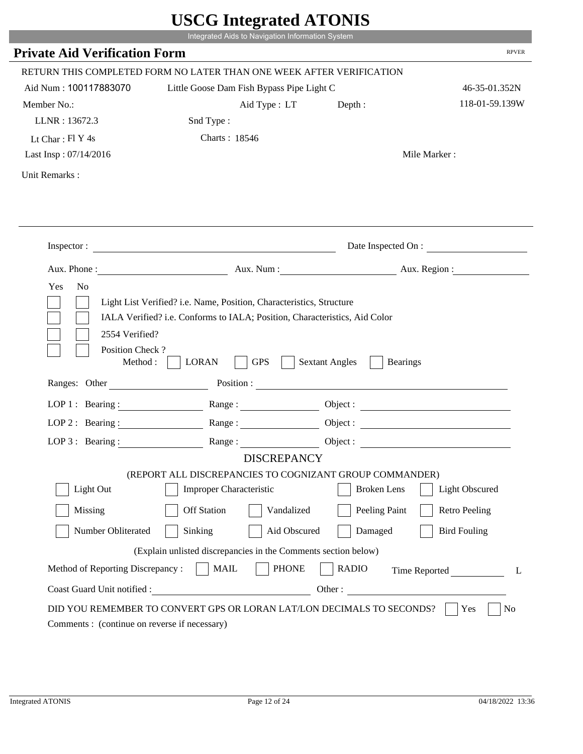# USCG Integrated ATONIS

Integrated Aids to Navigation Information System

## Private Aid Verification Form

RPVER

RETURN THIS COMPLETED FORM NO LATER THAN ONE WEEK AFTER VERIFICATION

Aid Num : 100117883070 Little Goose Dam Fish Bypass Pipe Light C 46-35-01.352N

Member No.: Aid Type : LT Depth : 118-01-59.139W

LLNR : 13672.3 Snd Type :

Lt Char : Fl Y 4s Charts : 18546

Last Insp : 07/14/2016 Mile Marker :

Unit Remarks :

Inspector : Date Inspected On :

Aux. Phone : Aux. Num : Aux. Region :

Yes No

- [ ] [ ] Light List Verified? i.e. Name, Position, Characteristics, Structure
- [ ] [ ] IALA Verified? i.e. Conforms to IALA; Position, Characteristics, Aid Color
- [ ] [ ] 2554 Verified?
- [ ] [ ] Position Check ?

Method : [ ] LORAN [ ] GPS [ ] Sextant Angles [ ] Bearings

Ranges: Other Position :

LOP 1 : Bearing : Range : Object :

LOP 2 : Bearing : Range : Object :

LOP 3 : Bearing : Range : Object :

### DISCREPANCY

(REPORT ALL DISCREPANCIES TO COGNIZANT GROUP COMMANDER)

- [ ] Light Out
- [ ] Improper Characteristic
- [ ] Broken Lens
- [ ] Light Obscured
- [ ] Missing
- [ ] Off Station
- [ ] Vandalized
- [ ] Peeling Paint
- [ ] Retro Peeling
- [ ] Number Obliterated
- [ ] Sinking
- [ ] Aid Obscured
- [ ] Damaged
- [ ] Bird Fouling

(Explain unlisted discrepancies in the Comments section below)

Method of Reporting Discrepancy : [ ] MAIL [ ] PHONE [ ] RADIO Time Reported L

Coast Guard Unit notified : Other :

DID YOU REMEMBER TO CONVERT GPS OR LORAN LAT/LON DECIMALS TO SECONDS? [ ] Yes [ ] No

Comments : (continue on reverse if necessary)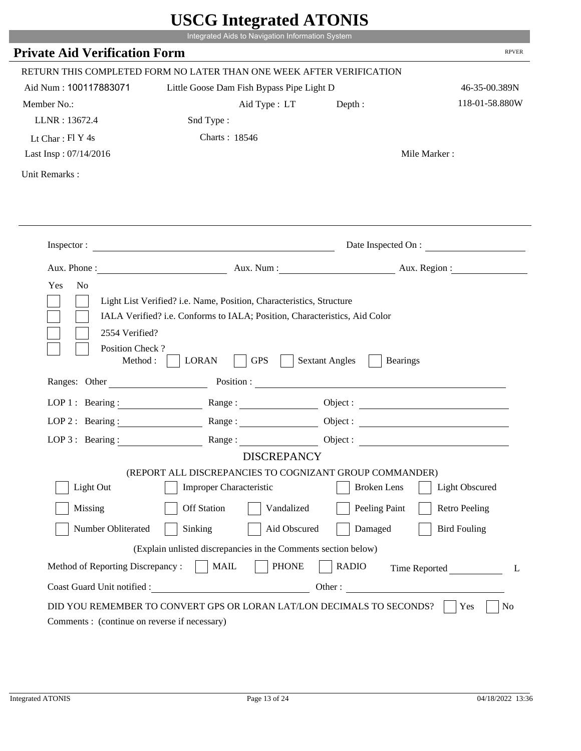# USCG Integrated ATONIS

Integrated Aids to Navigation Information System

## Private Aid Verification Form

RPVER

RETURN THIS COMPLETED FORM NO LATER THAN ONE WEEK AFTER VERIFICATION

Aid Num : 100117883071 Little Goose Dam Fish Bypass Pipe Light D 46-35-00.389N

Member No.: Aid Type : LT Depth : 118-01-58.880W

LLNR : 13672.4 Snd Type :

Lt Char : Fl Y 4s Charts : 18546

Last Insp : 07/14/2016 Mile Marker :

Unit Remarks :

Inspector : Date Inspected On :

Aux. Phone : Aux. Num : Aux. Region :

Yes No

- [ ] [ ] Light List Verified? i.e. Name, Position, Characteristics, Structure
- [ ] [ ] IALA Verified? i.e. Conforms to IALA; Position, Characteristics, Aid Color
- [ ] [ ] 2554 Verified?
- [ ] [ ] Position Check ?

Method : [ ] LORAN [ ] GPS [ ] Sextant Angles [ ] Bearings

Ranges: Other Position :

LOP 1 : Bearing : Range : Object :

LOP 2 : Bearing : Range : Object :

LOP 3 : Bearing : Range : Object :

### DISCREPANCY

(REPORT ALL DISCREPANCIES TO COGNIZANT GROUP COMMANDER)

| | | | | |
|---|---|---|---|---|
| [ ] Light Out | [ ] Improper Characteristic | | [ ] Broken Lens | [ ] Light Obscured |
| [ ] Missing | [ ] Off Station | [ ] Vandalized | [ ] Peeling Paint | [ ] Retro Peeling |
| [ ] Number Obliterated | [ ] Sinking | [ ] Aid Obscured | [ ] Damaged | [ ] Bird Fouling |

(Explain unlisted discrepancies in the Comments section below)

Method of Reporting Discrepancy : [ ] MAIL [ ] PHONE [ ] RADIO Time Reported L

Coast Guard Unit notified : Other :

DID YOU REMEMBER TO CONVERT GPS OR LORAN LAT/LON DECIMALS TO SECONDS? [ ] Yes [ ] No

Comments : (continue on reverse if necessary)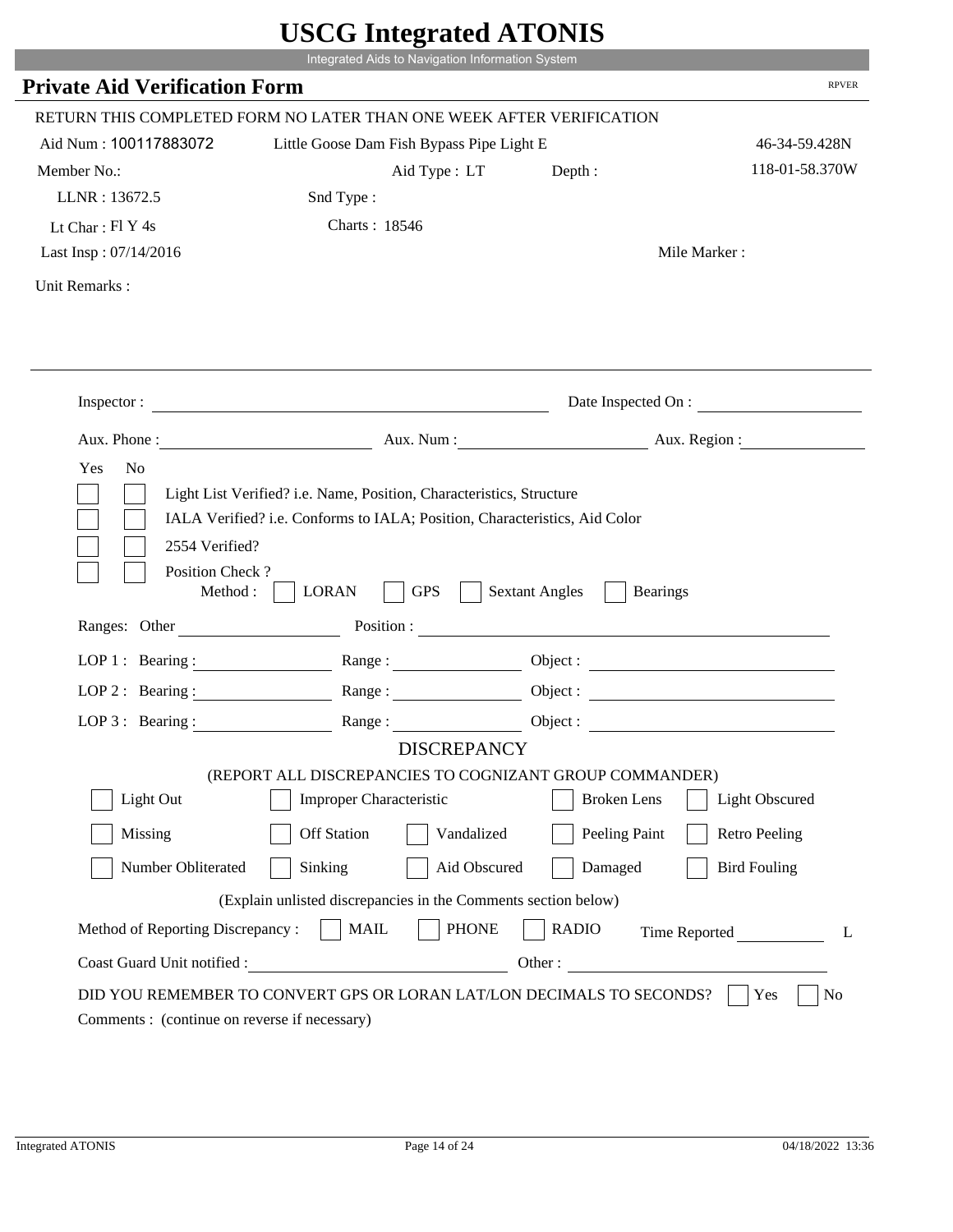# USCG Integrated ATONIS

Integrated Aids to Navigation Information System

## Private Aid Verification Form

RPVER

RETURN THIS COMPLETED FORM NO LATER THAN ONE WEEK AFTER VERIFICATION

Aid Num : 100117883072    Little Goose Dam Fish Bypass Pipe Light E    46-34-59.428N

Member No.:    Aid Type : LT    Depth :    118-01-58.370W

LLNR : 13672.5    Snd Type :

Lt Char : Fl Y 4s    Charts : 18546

Last Insp : 07/14/2016    Mile Marker :

Unit Remarks :

Inspector : ______________________    Date Inspected On : ______________

Aux. Phone : ______________    Aux. Num : ______________    Aux. Region : ______________

Yes  No

☐ ☐ Light List Verified? i.e. Name, Position, Characteristics, Structure

☐ ☐ IALA Verified? i.e. Conforms to IALA; Position, Characteristics, Aid Color

☐ ☐ 2554 Verified?

☐ ☐ Position Check ?

Method : ☐ LORAN ☐ GPS ☐ Sextant Angles ☐ Bearings

Ranges: Other ______________    Position : ______________

LOP 1 : Bearing : ______________ Range : ______________ Object : ______________

LOP 2 : Bearing : ______________ Range : ______________ Object : ______________

LOP 3 : Bearing : ______________ Range : ______________ Object : ______________

### DISCREPANCY

(REPORT ALL DISCREPANCIES TO COGNIZANT GROUP COMMANDER)

☐ Light Out ☐ Improper Characteristic ☐ Broken Lens ☐ Light Obscured

☐ Missing ☐ Off Station ☐ Vandalized ☐ Peeling Paint ☐ Retro Peeling

☐ Number Obliterated ☐ Sinking ☐ Aid Obscured ☐ Damaged ☐ Bird Fouling

(Explain unlisted discrepancies in the Comments section below)

Method of Reporting Discrepancy : ☐ MAIL ☐ PHONE ☐ RADIO    Time Reported ______________ L

Coast Guard Unit notified : ______________    Other : ______________

DID YOU REMEMBER TO CONVERT GPS OR LORAN LAT/LON DECIMALS TO SECONDS? ☐ Yes ☐ No

Comments : (continue on reverse if necessary)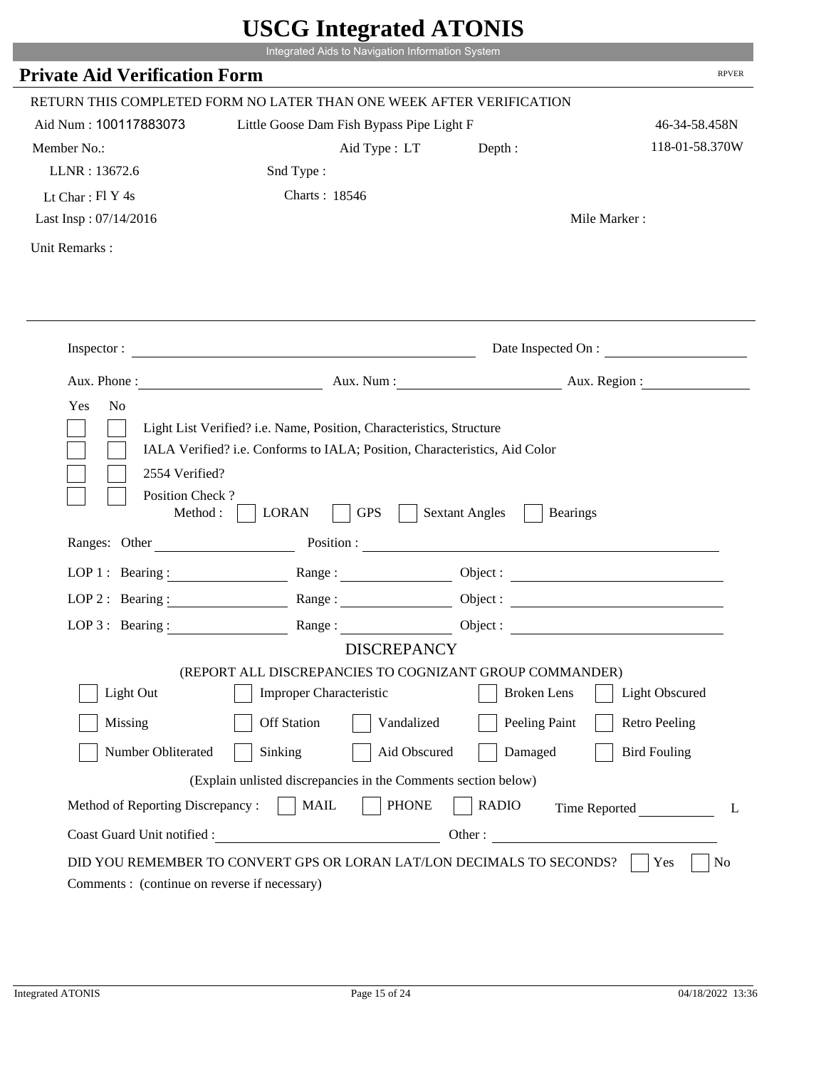# USCG Integrated ATONIS

Integrated Aids to Navigation Information System

## Private Aid Verification Form

RPVER

RETURN THIS COMPLETED FORM NO LATER THAN ONE WEEK AFTER VERIFICATION

Aid Num : 100117883073    Little Goose Dam Fish Bypass Pipe Light F    46-34-58.458N

Member No.:    Aid Type : LT    Depth :    118-01-58.370W

LLNR : 13672.6    Snd Type :

Lt Char : Fl Y 4s    Charts : 18546

Last Insp : 07/14/2016    Mile Marker :

Unit Remarks :

Inspector :    Date Inspected On :

Aux. Phone :    Aux. Num :    Aux. Region :

Yes No

- [ ] [ ] Light List Verified? i.e. Name, Position, Characteristics, Structure
- [ ] [ ] IALA Verified? i.e. Conforms to IALA; Position, Characteristics, Aid Color
- [ ] [ ] 2554 Verified?
- [ ] [ ] Position Check ?

Method : [ ] LORAN [ ] GPS [ ] Sextant Angles [ ] Bearings

Ranges: Other    Position :

LOP 1 : Bearing :    Range :    Object :

LOP 2 : Bearing :    Range :    Object :

LOP 3 : Bearing :    Range :    Object :

### DISCREPANCY

(REPORT ALL DISCREPANCIES TO COGNIZANT GROUP COMMANDER)

[ ] Light Out [ ] Improper Characteristic [ ] Broken Lens [ ] Light Obscured

[ ] Missing [ ] Off Station [ ] Vandalized [ ] Peeling Paint [ ] Retro Peeling

[ ] Number Obliterated [ ] Sinking [ ] Aid Obscured [ ] Damaged [ ] Bird Fouling

(Explain unlisted discrepancies in the Comments section below)

Method of Reporting Discrepancy : [ ] MAIL [ ] PHONE [ ] RADIO    Time Reported    L

Coast Guard Unit notified :    Other :

DID YOU REMEMBER TO CONVERT GPS OR LORAN LAT/LON DECIMALS TO SECONDS? [ ] Yes [ ] No

Comments : (continue on reverse if necessary)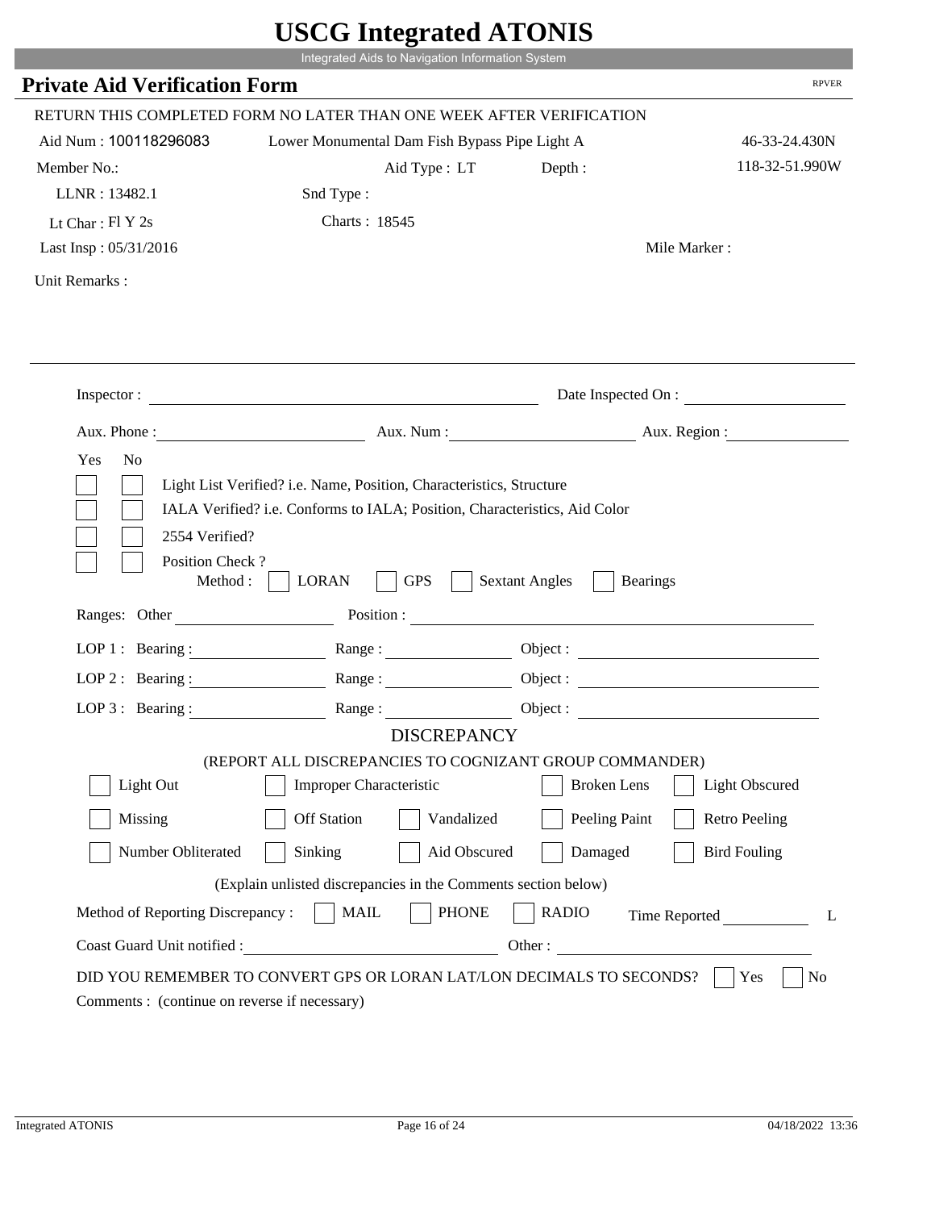# USCG Integrated ATONIS

Integrated Aids to Navigation Information System

## Private Aid Verification Form

RPVER

RETURN THIS COMPLETED FORM NO LATER THAN ONE WEEK AFTER VERIFICATION

Aid Num : 100118296083 Lower Monumental Dam Fish Bypass Pipe Light A 46-33-24.430N

Member No.: Aid Type : LT Depth : 118-32-51.990W

LLNR : 13482.1 Snd Type :

Lt Char : Fl Y 2s Charts : 18545

Last Insp : 05/31/2016 Mile Marker :

Unit Remarks :

---

Inspector : ____________________ Date Inspected On : ____________

Aux. Phone : ____________ Aux. Num : ____________ Aux. Region : ____________

Yes No

- [ ] [ ] Light List Verified? i.e. Name, Position, Characteristics, Structure
- [ ] [ ] IALA Verified? i.e. Conforms to IALA; Position, Characteristics, Aid Color
- [ ] [ ] 2554 Verified?
- [ ] [ ] Position Check ?

Method : [ ] LORAN [ ] GPS [ ] Sextant Angles [ ] Bearings

Ranges: Other ____________ Position : ____________

LOP 1 : Bearing : ____________ Range : ____________ Object : ____________

LOP 2 : Bearing : ____________ Range : ____________ Object : ____________

LOP 3 : Bearing : ____________ Range : ____________ Object : ____________

### DISCREPANCY

(REPORT ALL DISCREPANCIES TO COGNIZANT GROUP COMMANDER)

- [ ] Light Out
- [ ] Improper Characteristic
- [ ] Broken Lens
- [ ] Light Obscured
- [ ] Missing
- [ ] Off Station
- [ ] Vandalized
- [ ] Peeling Paint
- [ ] Retro Peeling
- [ ] Number Obliterated
- [ ] Sinking
- [ ] Aid Obscured
- [ ] Damaged
- [ ] Bird Fouling

(Explain unlisted discrepancies in the Comments section below)

Method of Reporting Discrepancy : [ ] MAIL [ ] PHONE [ ] RADIO Time Reported ____________ L

Coast Guard Unit notified : ____________ Other : ____________

DID YOU REMEMBER TO CONVERT GPS OR LORAN LAT/LON DECIMALS TO SECONDS? [ ] Yes [ ] No

Comments : (continue on reverse if necessary)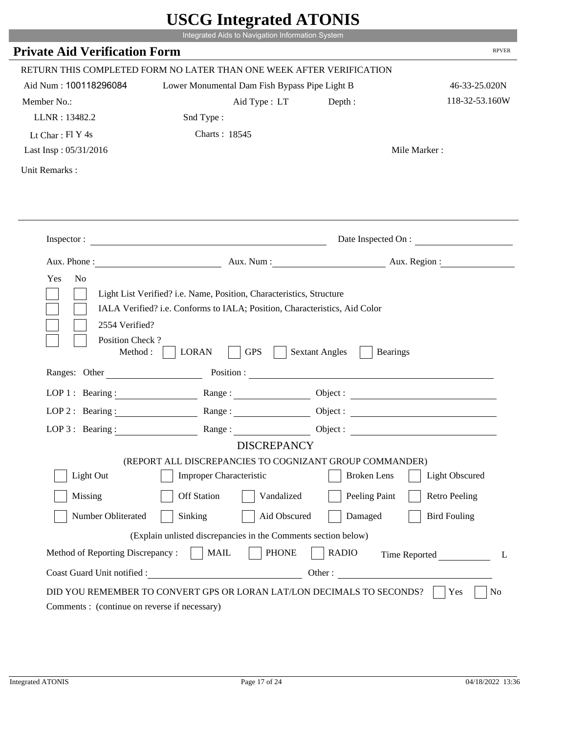# USCG Integrated ATONIS

Integrated Aids to Navigation Information System

## Private Aid Verification Form

RPVER

RETURN THIS COMPLETED FORM NO LATER THAN ONE WEEK AFTER VERIFICATION

Aid Num : 100118296084 Lower Monumental Dam Fish Bypass Pipe Light B 46-33-25.020N

Member No.: Aid Type : LT Depth : 118-32-53.160W

LLNR : 13482.2 Snd Type :

Lt Char : Fl Y 4s Charts : 18545

Last Insp : 05/31/2016 Mile Marker :

Unit Remarks :

---

Inspector : Date Inspected On :

Aux. Phone : Aux. Num : Aux. Region :

Yes No

- [ ] [ ] Light List Verified? i.e. Name, Position, Characteristics, Structure
- [ ] [ ] IALA Verified? i.e. Conforms to IALA; Position, Characteristics, Aid Color
- [ ] [ ] 2554 Verified?
- [ ] [ ] Position Check ?

Method : [ ] LORAN [ ] GPS [ ] Sextant Angles [ ] Bearings

Ranges: Other Position :

LOP 1 : Bearing : Range : Object :

LOP 2 : Bearing : Range : Object :

LOP 3 : Bearing : Range : Object :

### DISCREPANCY

(REPORT ALL DISCREPANCIES TO COGNIZANT GROUP COMMANDER)

- [ ] Light Out
- [ ] Improper Characteristic
- [ ] Broken Lens
- [ ] Light Obscured
- [ ] Missing
- [ ] Off Station
- [ ] Vandalized
- [ ] Peeling Paint
- [ ] Retro Peeling
- [ ] Number Obliterated
- [ ] Sinking
- [ ] Aid Obscured
- [ ] Damaged
- [ ] Bird Fouling

(Explain unlisted discrepancies in the Comments section below)

Method of Reporting Discrepancy : [ ] MAIL [ ] PHONE [ ] RADIO Time Reported L

Coast Guard Unit notified : Other :

DID YOU REMEMBER TO CONVERT GPS OR LORAN LAT/LON DECIMALS TO SECONDS? [ ] Yes [ ] No

Comments : (continue on reverse if necessary)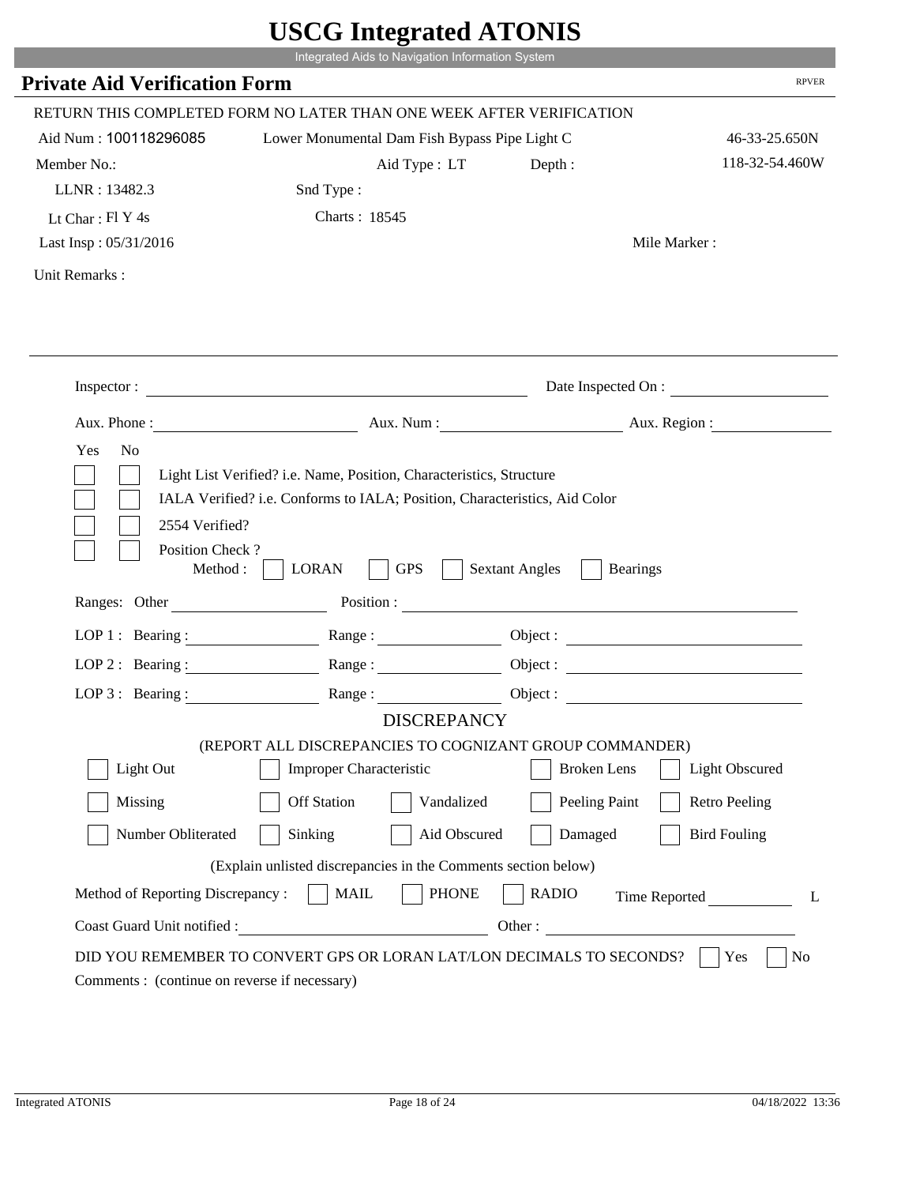# USCG Integrated ATONIS

Integrated Aids to Navigation Information System

## Private Aid Verification Form

RPVER

RETURN THIS COMPLETED FORM NO LATER THAN ONE WEEK AFTER VERIFICATION

Aid Num : 100118296085    Lower Monumental Dam Fish Bypass Pipe Light C    46-33-25.650N

Member No.:    Aid Type : LT    Depth :    118-32-54.460W

LLNR : 13482.3    Snd Type :

Lt Char : Fl Y 4s    Charts : 18545

Last Insp : 05/31/2016    Mile Marker :

Unit Remarks :

---

Inspector : ______________________    Date Inspected On : ______________

Aux. Phone : ______________    Aux. Num : ______________    Aux. Region : ______________

Yes No

[ ] [ ] Light List Verified? i.e. Name, Position, Characteristics, Structure

[ ] [ ] IALA Verified? i.e. Conforms to IALA; Position, Characteristics, Aid Color

[ ] [ ] 2554 Verified?

[ ] [ ] Position Check ?

Method : [ ] LORAN [ ] GPS [ ] Sextant Angles [ ] Bearings

Ranges: Other ______________    Position : ______________________

LOP 1 : Bearing : ______________    Range : ______________    Object : ______________

LOP 2 : Bearing : ______________    Range : ______________    Object : ______________

LOP 3 : Bearing : ______________    Range : ______________    Object : ______________

### DISCREPANCY

(REPORT ALL DISCREPANCIES TO COGNIZANT GROUP COMMANDER)

[ ] Light Out    [ ] Improper Characteristic    [ ] Broken Lens    [ ] Light Obscured

[ ] Missing    [ ] Off Station    [ ] Vandalized    [ ] Peeling Paint    [ ] Retro Peeling

[ ] Number Obliterated    [ ] Sinking    [ ] Aid Obscured    [ ] Damaged    [ ] Bird Fouling

(Explain unlisted discrepancies in the Comments section below)

Method of Reporting Discrepancy : [ ] MAIL [ ] PHONE [ ] RADIO    Time Reported __________ L

Coast Guard Unit notified : ______________________    Other : ______________________

DID YOU REMEMBER TO CONVERT GPS OR LORAN LAT/LON DECIMALS TO SECONDS? [ ] Yes [ ] No

Comments : (continue on reverse if necessary)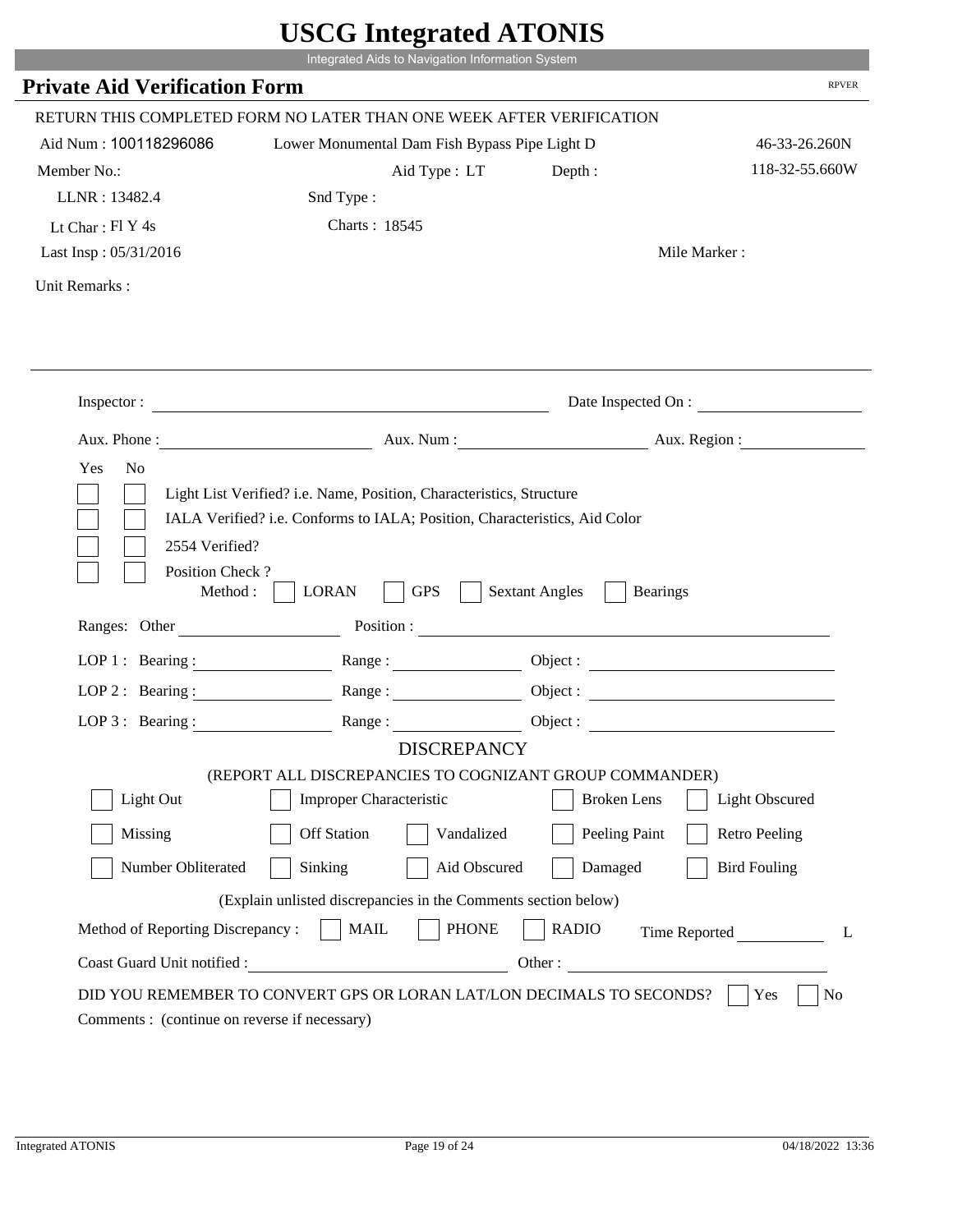# USCG Integrated ATONIS

Integrated Aids to Navigation Information System

## Private Aid Verification Form

RPVER

RETURN THIS COMPLETED FORM NO LATER THAN ONE WEEK AFTER VERIFICATION

Aid Num : 100118296086 Lower Monumental Dam Fish Bypass Pipe Light D 46-33-26.260N

Member No.: Aid Type : LT Depth : 118-32-55.660W

LLNR : 13482.4 Snd Type :

Lt Char : Fl Y 4s Charts : 18545

Last Insp : 05/31/2016 Mile Marker :

Unit Remarks :

Inspector : Date Inspected On :

Aux. Phone : Aux. Num : Aux. Region :

Yes No

- Light List Verified? i.e. Name, Position, Characteristics, Structure
- IALA Verified? i.e. Conforms to IALA; Position, Characteristics, Aid Color
- 2554 Verified?
- Position Check ?

Method : LORAN GPS Sextant Angles Bearings

Ranges: Other Position :

LOP 1 : Bearing : Range : Object :

LOP 2 : Bearing : Range : Object :

LOP 3 : Bearing : Range : Object :

DISCREPANCY

(REPORT ALL DISCREPANCIES TO COGNIZANT GROUP COMMANDER)

| | | | | |
|---|---|---|---|---|
| Light Out | Improper Characteristic | | Broken Lens | Light Obscured |
| Missing | Off Station | Vandalized | Peeling Paint | Retro Peeling |
| Number Obliterated | Sinking | Aid Obscured | Damaged | Bird Fouling |

(Explain unlisted discrepancies in the Comments section below)

Method of Reporting Discrepancy : MAIL PHONE RADIO Time Reported L

Coast Guard Unit notified : Other :

DID YOU REMEMBER TO CONVERT GPS OR LORAN LAT/LON DECIMALS TO SECONDS? Yes No

Comments : (continue on reverse if necessary)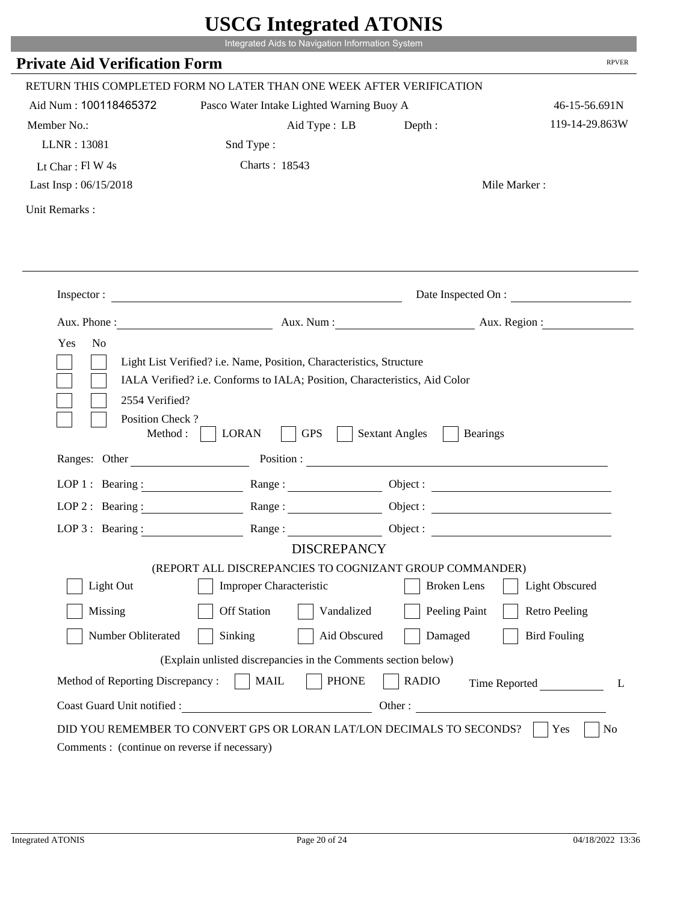# USCG Integrated ATONIS

Integrated Aids to Navigation Information System

## Private Aid Verification Form

RPVER

RETURN THIS COMPLETED FORM NO LATER THAN ONE WEEK AFTER VERIFICATION

Aid Num : 100118465372    Pasco Water Intake Lighted Warning Buoy A    46-15-56.691N

Member No.:    Aid Type : LB    Depth :    119-14-29.863W

LLNR : 13081    Snd Type :

Lt Char : Fl W 4s    Charts : 18543

Last Insp : 06/15/2018    Mile Marker :

Unit Remarks :

Inspector : ______________________    Date Inspected On : ______________

Aux. Phone : ______________    Aux. Num : ______________    Aux. Region : ______________

Yes   No

- [ ] [ ] Light List Verified? i.e. Name, Position, Characteristics, Structure
- [ ] [ ] IALA Verified? i.e. Conforms to IALA; Position, Characteristics, Aid Color
- [ ] [ ] 2554 Verified?
- [ ] [ ] Position Check ?
  Method :  [ ] LORAN  [ ] GPS  [ ] Sextant Angles  [ ] Bearings

Ranges: Other ______________    Position : ______________

LOP 1 : Bearing : ______________    Range : ______________    Object : ______________

LOP 2 : Bearing : ______________    Range : ______________    Object : ______________

LOP 3 : Bearing : ______________    Range : ______________    Object : ______________

### DISCREPANCY

(REPORT ALL DISCREPANCIES TO COGNIZANT GROUP COMMANDER)

- [ ] Light Out  [ ] Improper Characteristic  [ ] Broken Lens  [ ] Light Obscured
- [ ] Missing  [ ] Off Station  [ ] Vandalized  [ ] Peeling Paint  [ ] Retro Peeling
- [ ] Number Obliterated  [ ] Sinking  [ ] Aid Obscured  [ ] Damaged  [ ] Bird Fouling

(Explain unlisted discrepancies in the Comments section below)

Method of Reporting Discrepancy :  [ ] MAIL  [ ] PHONE  [ ] RADIO    Time Reported ______ L

Coast Guard Unit notified : ______________    Other : ______________

DID YOU REMEMBER TO CONVERT GPS OR LORAN LAT/LON DECIMALS TO SECONDS?  [ ] Yes  [ ] No

Comments : (continue on reverse if necessary)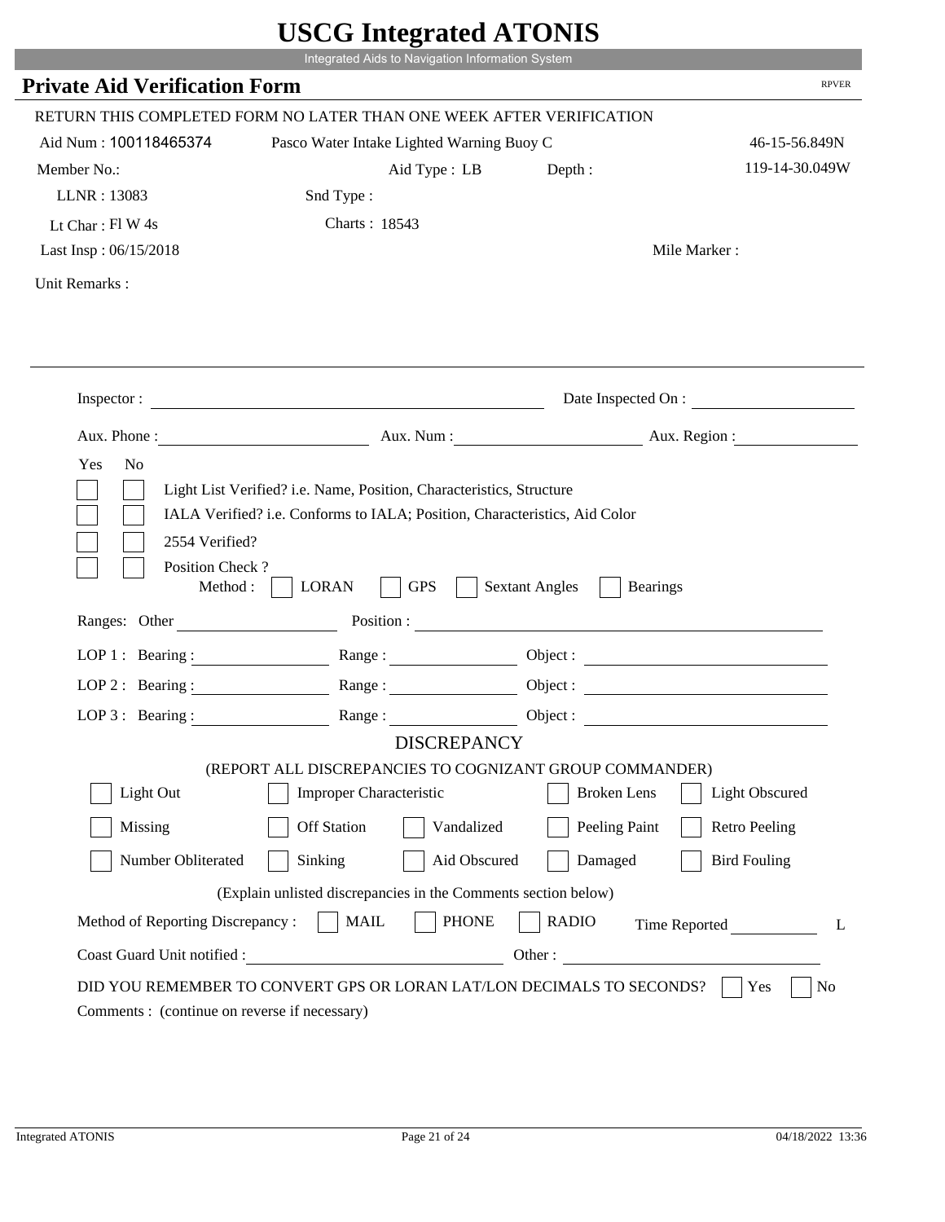# USCG Integrated ATONIS

Integrated Aids to Navigation Information System

## Private Aid Verification Form

RPVER

RETURN THIS COMPLETED FORM NO LATER THAN ONE WEEK AFTER VERIFICATION

Aid Num : 100118465374 Pasco Water Intake Lighted Warning Buoy C 46-15-56.849N

Member No.: Aid Type : LB Depth : 119-14-30.049W

LLNR : 13083 Snd Type :

Lt Char : Fl W 4s Charts : 18543

Last Insp : 06/15/2018 Mile Marker :

Unit Remarks :

Inspector : Date Inspected On :

Aux. Phone : Aux. Num : Aux. Region :

Yes No

- [ ] [ ] Light List Verified? i.e. Name, Position, Characteristics, Structure
- [ ] [ ] IALA Verified? i.e. Conforms to IALA; Position, Characteristics, Aid Color
- [ ] [ ] 2554 Verified?
- [ ] [ ] Position Check ?

Method : [ ] LORAN [ ] GPS [ ] Sextant Angles [ ] Bearings

Ranges: Other Position :

LOP 1 : Bearing : Range : Object :

LOP 2 : Bearing : Range : Object :

LOP 3 : Bearing : Range : Object :

### DISCREPANCY

(REPORT ALL DISCREPANCIES TO COGNIZANT GROUP COMMANDER)

- [ ] Light Out
- [ ] Improper Characteristic
- [ ] Broken Lens
- [ ] Light Obscured
- [ ] Missing
- [ ] Off Station
- [ ] Vandalized
- [ ] Peeling Paint
- [ ] Retro Peeling
- [ ] Number Obliterated
- [ ] Sinking
- [ ] Aid Obscured
- [ ] Damaged
- [ ] Bird Fouling

(Explain unlisted discrepancies in the Comments section below)

Method of Reporting Discrepancy : [ ] MAIL [ ] PHONE [ ] RADIO Time Reported L

Coast Guard Unit notified : Other :

DID YOU REMEMBER TO CONVERT GPS OR LORAN LAT/LON DECIMALS TO SECONDS? [ ] Yes [ ] No

Comments : (continue on reverse if necessary)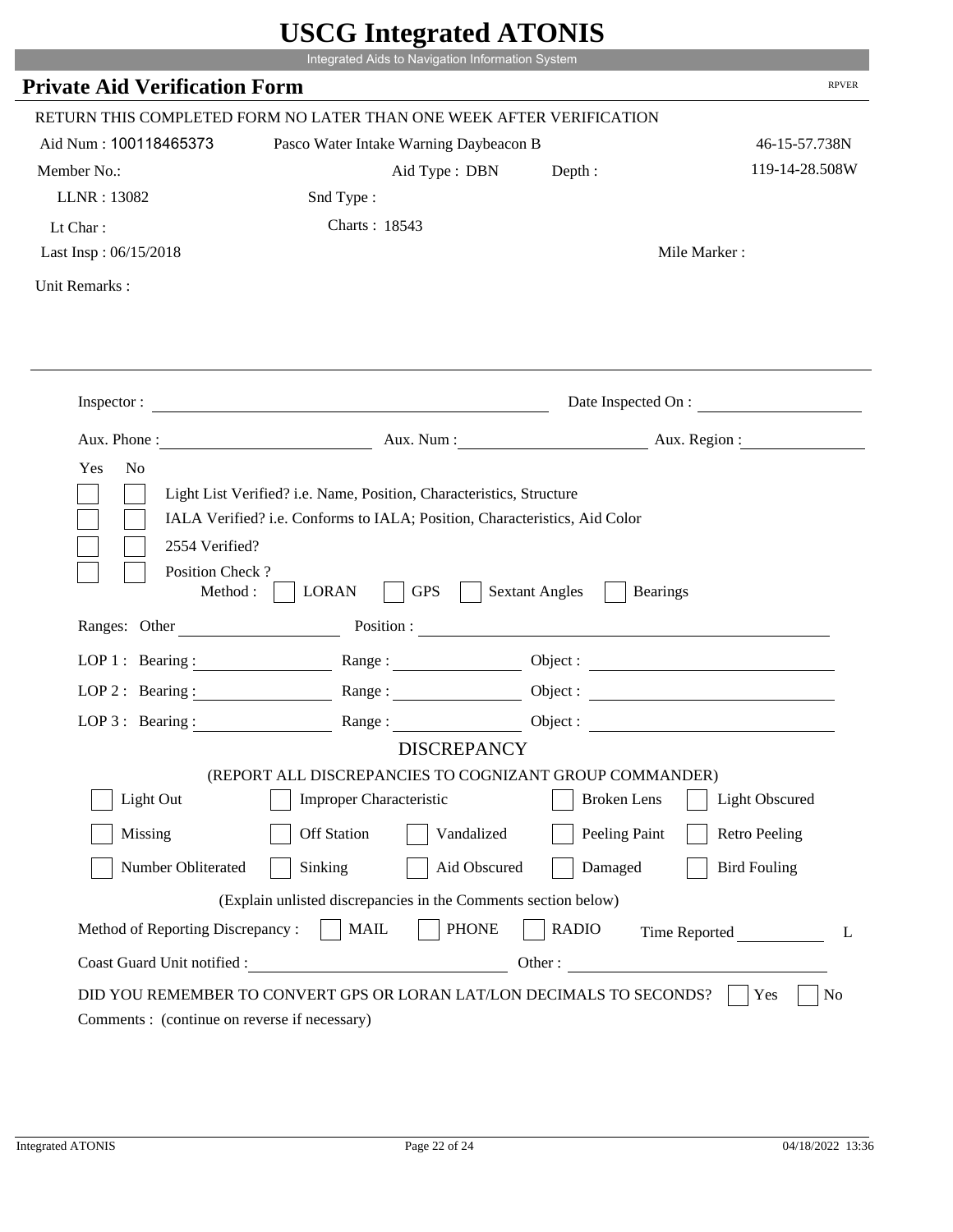# USCG Integrated ATONIS

Integrated Aids to Navigation Information System

## Private Aid Verification Form

RPVER

RETURN THIS COMPLETED FORM NO LATER THAN ONE WEEK AFTER VERIFICATION

Aid Num : 100118465373 Pasco Water Intake Warning Daybeacon B 46-15-57.738N

Member No.: Aid Type : DBN Depth : 119-14-28.508W

LLNR : 13082 Snd Type :

Lt Char : Charts : 18543

Last Insp : 06/15/2018 Mile Marker :

Unit Remarks :

---

Inspector : Date Inspected On :

Aux. Phone : Aux. Num : Aux. Region :

| Yes | No | |
|---|---|---|
| [ ] | [ ] | Light List Verified? i.e. Name, Position, Characteristics, Structure |
| [ ] | [ ] | IALA Verified? i.e. Conforms to IALA; Position, Characteristics, Aid Color |
| [ ] | [ ] | 2554 Verified? |
| [ ] | [ ] | Position Check ? |

Method : [ ] LORAN [ ] GPS [ ] Sextant Angles [ ] Bearings

Ranges: Other Position :

LOP 1 : Bearing : Range : Object :

LOP 2 : Bearing : Range : Object :

LOP 3 : Bearing : Range : Object :

### DISCREPANCY

(REPORT ALL DISCREPANCIES TO COGNIZANT GROUP COMMANDER)

| | | | | |
|---|---|---|---|---|
| [ ] Light Out | [ ] Improper Characteristic | | [ ] Broken Lens | [ ] Light Obscured |
| [ ] Missing | [ ] Off Station | [ ] Vandalized | [ ] Peeling Paint | [ ] Retro Peeling |
| [ ] Number Obliterated | [ ] Sinking | [ ] Aid Obscured | [ ] Damaged | [ ] Bird Fouling |

(Explain unlisted discrepancies in the Comments section below)

Method of Reporting Discrepancy : [ ] MAIL [ ] PHONE [ ] RADIO Time Reported L

Coast Guard Unit notified : Other :

DID YOU REMEMBER TO CONVERT GPS OR LORAN LAT/LON DECIMALS TO SECONDS? [ ] Yes [ ] No

Comments : (continue on reverse if necessary)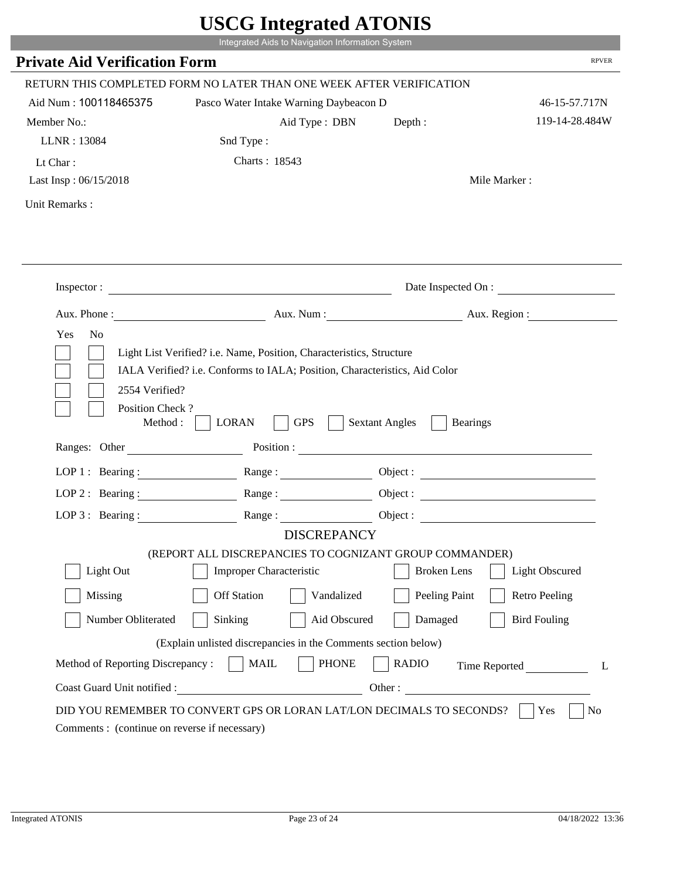# USCG Integrated ATONIS

Integrated Aids to Navigation Information System

## Private Aid Verification Form

RPVER

RETURN THIS COMPLETED FORM NO LATER THAN ONE WEEK AFTER VERIFICATION

Aid Num : 100118465375　　Pasco Water Intake Warning Daybeacon D　　46-15-57.717N

Member No.:　　Aid Type : DBN　　Depth :　　119-14-28.484W

LLNR : 13084　　Snd Type :

Lt Char :　　Charts : 18543

Last Insp : 06/15/2018　　Mile Marker :

Unit Remarks :

Inspector : ______________________　　Date Inspected On : ______________

Aux. Phone : ______________　　Aux. Num : ______________　　Aux. Region : ______________

Yes　No

- [ ] [ ] Light List Verified? i.e. Name, Position, Characteristics, Structure
- [ ] [ ] IALA Verified? i.e. Conforms to IALA; Position, Characteristics, Aid Color
- [ ] [ ] 2554 Verified?
- [ ] [ ] Position Check ?
  Method : [ ] LORAN [ ] GPS [ ] Sextant Angles [ ] Bearings

Ranges: Other ______________　　Position : ______________________

LOP 1 : Bearing : ____________　　Range : ____________　　Object : ______________

LOP 2 : Bearing : ____________　　Range : ____________　　Object : ______________

LOP 3 : Bearing : ____________　　Range : ____________　　Object : ______________

### DISCREPANCY

(REPORT ALL DISCREPANCIES TO COGNIZANT GROUP COMMANDER)

- [ ] Light Out　[ ] Improper Characteristic　[ ] Broken Lens　[ ] Light Obscured
- [ ] Missing　[ ] Off Station　[ ] Vandalized　[ ] Peeling Paint　[ ] Retro Peeling
- [ ] Number Obliterated　[ ] Sinking　[ ] Aid Obscured　[ ] Damaged　[ ] Bird Fouling

(Explain unlisted discrepancies in the Comments section below)

Method of Reporting Discrepancy : [ ] MAIL [ ] PHONE [ ] RADIO　　Time Reported ________ L

Coast Guard Unit notified : ______________________　　Other : ______________________

DID YOU REMEMBER TO CONVERT GPS OR LORAN LAT/LON DECIMALS TO SECONDS? [ ] Yes [ ] No

Comments : (continue on reverse if necessary)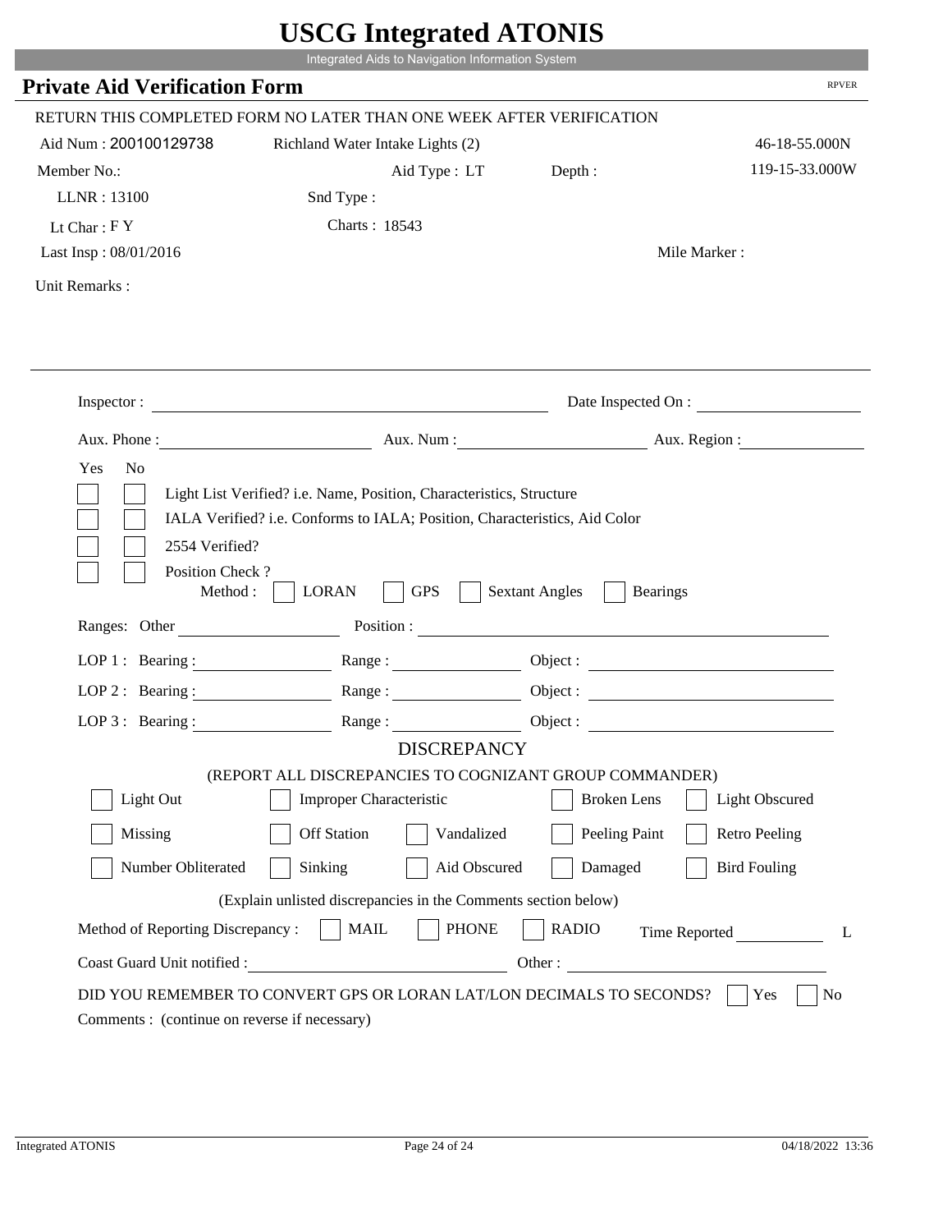# USCG Integrated ATONIS

Integrated Aids to Navigation Information System

## Private Aid Verification Form

RPVER

RETURN THIS COMPLETED FORM NO LATER THAN ONE WEEK AFTER VERIFICATION

Aid Num : 200100129738    Richland Water Intake Lights (2)    46-18-55.000N

Member No.:    Aid Type : LT    Depth :    119-15-33.000W

LLNR : 13100    Snd Type :

Lt Char : F Y    Charts : 18543

Last Insp : 08/01/2016    Mile Marker :

Unit Remarks :

Inspector : ______    Date Inspected On : ______

Aux. Phone : ______    Aux. Num : ______    Aux. Region : ______

Yes No

- [ ] [ ] Light List Verified? i.e. Name, Position, Characteristics, Structure
- [ ] [ ] IALA Verified? i.e. Conforms to IALA; Position, Characteristics, Aid Color
- [ ] [ ] 2554 Verified?
- [ ] [ ] Position Check ?

Method : [ ] LORAN [ ] GPS [ ] Sextant Angles [ ] Bearings

Ranges: Other ______    Position : ______

LOP 1 : Bearing : ______ Range : ______ Object : ______

LOP 2 : Bearing : ______ Range : ______ Object : ______

LOP 3 : Bearing : ______ Range : ______ Object : ______

### DISCREPANCY

(REPORT ALL DISCREPANCIES TO COGNIZANT GROUP COMMANDER)

- [ ] Light Out
- [ ] Improper Characteristic
- [ ] Broken Lens
- [ ] Light Obscured
- [ ] Missing
- [ ] Off Station
- [ ] Vandalized
- [ ] Peeling Paint
- [ ] Retro Peeling
- [ ] Number Obliterated
- [ ] Sinking
- [ ] Aid Obscured
- [ ] Damaged
- [ ] Bird Fouling

(Explain unlisted discrepancies in the Comments section below)

Method of Reporting Discrepancy : [ ] MAIL [ ] PHONE [ ] RADIO    Time Reported ______ L

Coast Guard Unit notified : ______    Other : ______

DID YOU REMEMBER TO CONVERT GPS OR LORAN LAT/LON DECIMALS TO SECONDS? [ ] Yes [ ] No

Comments : (continue on reverse if necessary)